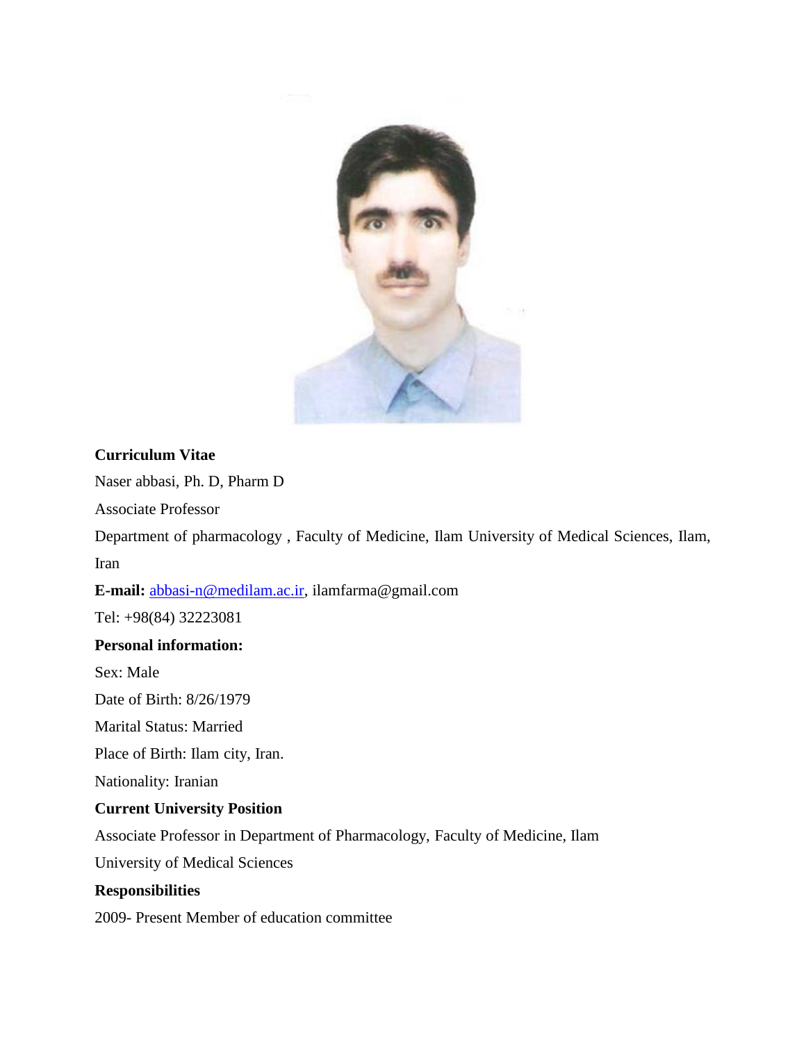**Curriculum Vitae**

Naser abbasi, Ph. D, Pharm D

Associate Professor

Department of pharmacology , Faculty of Medicine, Ilam University of Medical Sciences, Ilam, Iran

**E-mail:** abbasi-n@medilam.ac.ir, ilamfarma@gmail.com

Tel: +98(84) 32223081

**Personal information:**

Sex: Male

Date of Birth: 8/26/1979

Marital Status: Married

Place of Birth: Ilam city, Iran.

Nationality: Iranian

**Current University Position**

Associate Professor in Department of Pharmacology, Faculty of Medicine, Ilam University of Medical Sciences

**Responsibilities**

2009- Present Member of education committee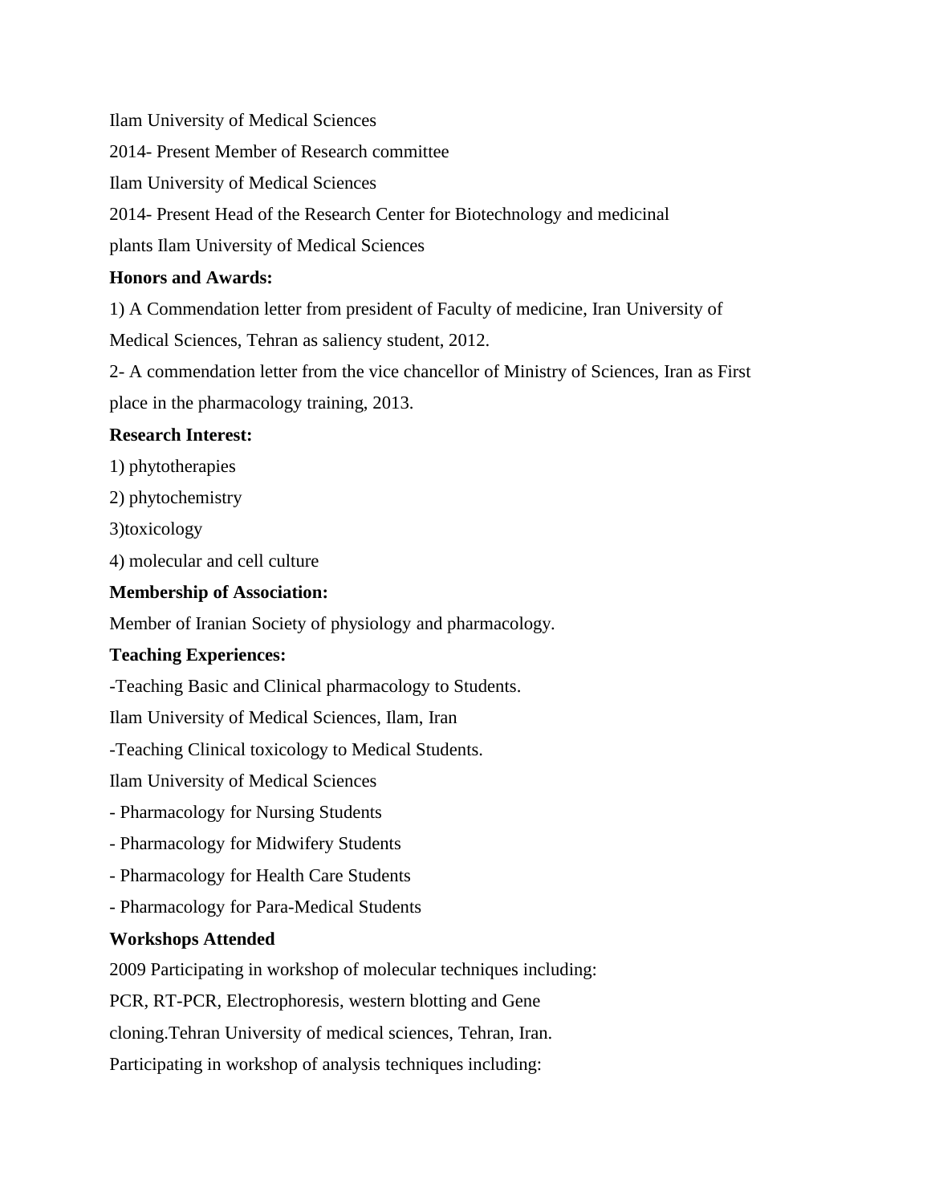Ilam University of Medical Sciences

2014- Present Member of Research committee

Ilam University of Medical Sciences

2014- Present Head of the Research Center for Biotechnology and medicinal plants Ilam University of Medical Sciences

**Honors and Awards:**

1) A Commendation letter from president of Faculty of medicine, Iran University of Medical Sciences, Tehran as saliency student, 2012.

2- A commendation letter from the vice chancellor of Ministry of Sciences, Iran as First place in the pharmacology training, 2013.

**Research Interest:**

1) phytotherapies

2) phytochemistry

3)toxicology

4) molecular and cell culture

**Membership of Association:**

Member of Iranian Society of physiology and pharmacology.

**Teaching Experiences:**

-Teaching Basic and Clinical pharmacology to Students.

Ilam University of Medical Sciences, Ilam, Iran

-Teaching Clinical toxicology to Medical Students.

Ilam University of Medical Sciences

- Pharmacology for Nursing Students
- Pharmacology for Midwifery Students
- Pharmacology for Health Care Students
- Pharmacology for Para-Medical Students

**Workshops Attended**

2009 Participating in workshop of molecular techniques including: PCR, RT-PCR, Electrophoresis, western blotting and Gene cloning.Tehran University of medical sciences, Tehran, Iran.

Participating in workshop of analysis techniques including: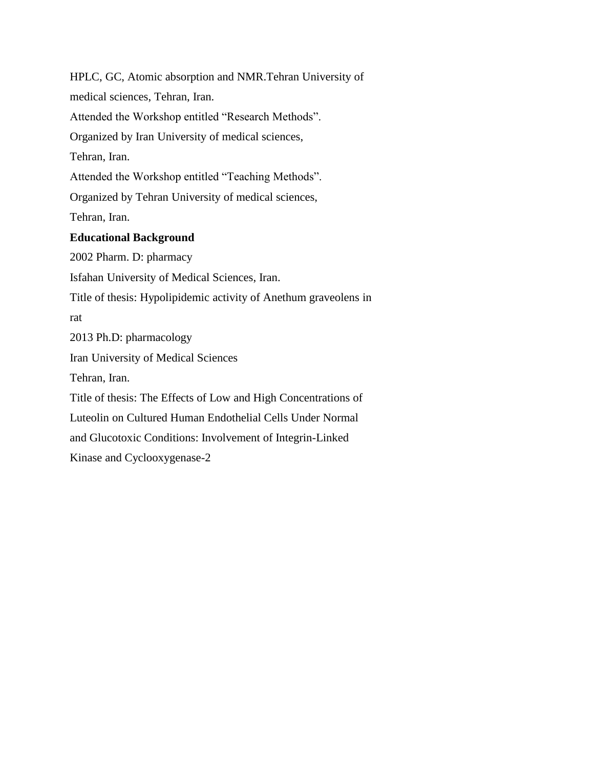HPLC, GC, Atomic absorption and NMR.Tehran University of medical sciences, Tehran, Iran.

Attended the Workshop entitled “Research Methods”.
Organized by Iran University of medical sciences,
Tehran, Iran.

Attended the Workshop entitled “Teaching Methods”.
Organized by Tehran University of medical sciences,
Tehran, Iran.

**Educational Background**

2002 Pharm. D: pharmacy
Isfahan University of Medical Sciences, Iran.
Title of thesis: Hypolipidemic activity of Anethum graveolens in rat

2013 Ph.D: pharmacology
Iran University of Medical Sciences
Tehran, Iran.
Title of thesis: The Effects of Low and High Concentrations of Luteolin on Cultured Human Endothelial Cells Under Normal and Glucotoxic Conditions: Involvement of Integrin-Linked Kinase and Cyclooxygenase-2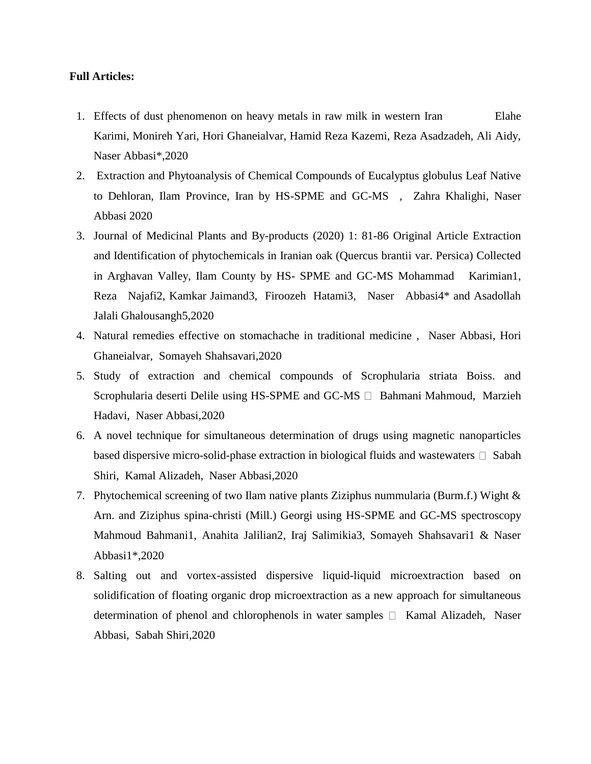**Full Articles:**

1. Effects of dust phenomenon on heavy metals in raw milk in western Iran Elahe Karimi, Monireh Yari, Hori Ghaneialvar, Hamid Reza Kazemi, Reza Asadzadeh, Ali Aidy, Naser Abbasi*,2020
2. Extraction and Phytoanalysis of Chemical Compounds of Eucalyptus globulus Leaf Native to Dehloran, Ilam Province, Iran by HS-SPME and GC-MS , Zahra Khalighi, Naser Abbasi 2020
3. Journal of Medicinal Plants and By-products (2020) 1: 81-86 Original Article Extraction and Identification of phytochemicals in Iranian oak (Quercus brantii var. Persica) Collected in Arghavan Valley, Ilam County by HS- SPME and GC-MS Mohammad Karimian1, Reza Najafi2, Kamkar Jaimand3, Firoozeh Hatami3, Naser Abbasi4* and Asadollah Jalali Ghalousangh5,2020
4. Natural remedies effective on stomachache in traditional medicine , Naser Abbasi, Hori Ghaneialvar, Somayeh Shahsavari,2020
5. Study of extraction and chemical compounds of Scrophularia striata Boiss. and Scrophularia deserti Delile using HS-SPME and GC-MS  Bahmani Mahmoud, Marzieh Hadavi, Naser Abbasi,2020
6. A novel technique for simultaneous determination of drugs using magnetic nanoparticles based dispersive micro-solid-phase extraction in biological fluids and wastewaters  Sabah Shiri, Kamal Alizadeh, Naser Abbasi,2020
7. Phytochemical screening of two Ilam native plants Ziziphus nummularia (Burm.f.) Wight & Arn. and Ziziphus spina-christi (Mill.) Georgi using HS-SPME and GC-MS spectroscopy Mahmoud Bahmani1, Anahita Jalilian2, Iraj Salimikia3, Somayeh Shahsavari1 & Naser Abbasi1*,2020
8. Salting out and vortex-assisted dispersive liquid-liquid microextraction based on solidification of floating organic drop microextraction as a new approach for simultaneous determination of phenol and chlorophenols in water samples  Kamal Alizadeh, Naser Abbasi, Sabah Shiri,2020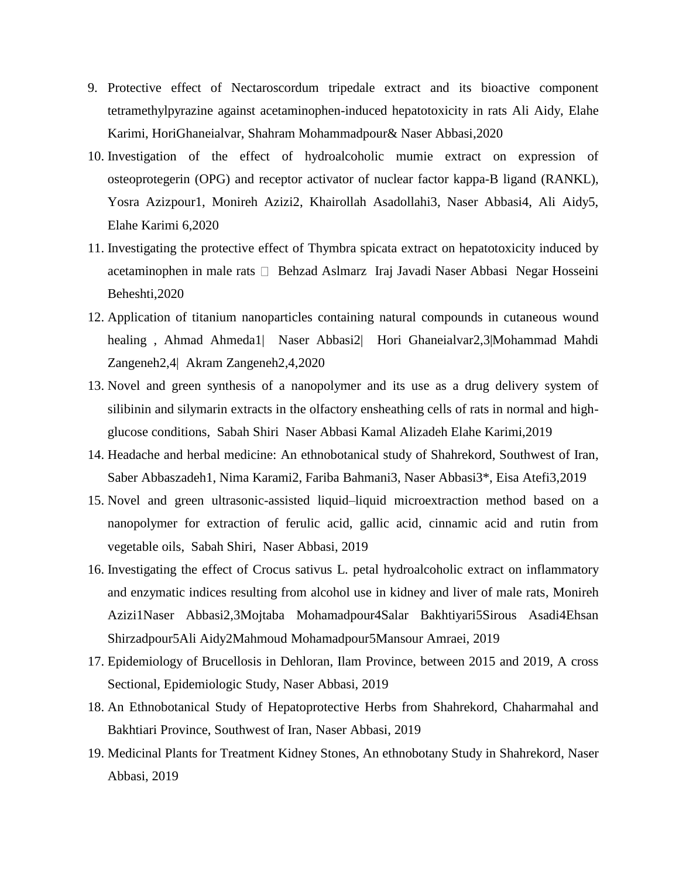9. Protective effect of Nectaroscordum tripedale extract and its bioactive component tetramethylpyrazine against acetaminophen-induced hepatotoxicity in rats Ali Aidy, Elahe Karimi, HoriGhaneialvar, Shahram Mohammadpour& Naser Abbasi,2020
10. Investigation of the effect of hydroalcoholic mumie extract on expression of osteoprotegerin (OPG) and receptor activator of nuclear factor kappa-B ligand (RANKL), Yosra Azizpour1, Monireh Azizi2, Khairollah Asadollahi3, Naser Abbasi4, Ali Aidy5, Elahe Karimi 6,2020
11. Investigating the protective effect of Thymbra spicata extract on hepatotoxicity induced by acetaminophen in male rats  Behzad Aslmarz Iraj Javadi Naser Abbasi Negar Hosseini Beheshti,2020
12. Application of titanium nanoparticles containing natural compounds in cutaneous wound healing , Ahmad Ahmeda1| Naser Abbasi2| Hori Ghaneialvar2,3|Mohammad Mahdi Zangeneh2,4| Akram Zangeneh2,4,2020
13. Novel and green synthesis of a nanopolymer and its use as a drug delivery system of silibinin and silymarin extracts in the olfactory ensheathing cells of rats in normal and high-glucose conditions, Sabah Shiri Naser Abbasi Kamal Alizadeh Elahe Karimi,2019
14. Headache and herbal medicine: An ethnobotanical study of Shahrekord, Southwest of Iran, Saber Abbaszadeh1, Nima Karami2, Fariba Bahmani3, Naser Abbasi3*, Eisa Atefi3,2019
15. Novel and green ultrasonic-assisted liquid–liquid microextraction method based on a nanopolymer for extraction of ferulic acid, gallic acid, cinnamic acid and rutin from vegetable oils, Sabah Shiri, Naser Abbasi, 2019
16. Investigating the effect of Crocus sativus L. petal hydroalcoholic extract on inflammatory and enzymatic indices resulting from alcohol use in kidney and liver of male rats, Monireh Azizi1Naser Abbasi2,3Mojtaba Mohamadpour4Salar Bakhtiyari5Sirous Asadi4Ehsan Shirzadpour5Ali Aidy2Mahmoud Mohamadpour5Mansour Amraei, 2019
17. Epidemiology of Brucellosis in Dehloran, Ilam Province, between 2015 and 2019, A cross Sectional, Epidemiologic Study, Naser Abbasi, 2019
18. An Ethnobotanical Study of Hepatoprotective Herbs from Shahrekord, Chaharmahal and Bakhtiari Province, Southwest of Iran, Naser Abbasi, 2019
19. Medicinal Plants for Treatment Kidney Stones, An ethnobotany Study in Shahrekord, Naser Abbasi, 2019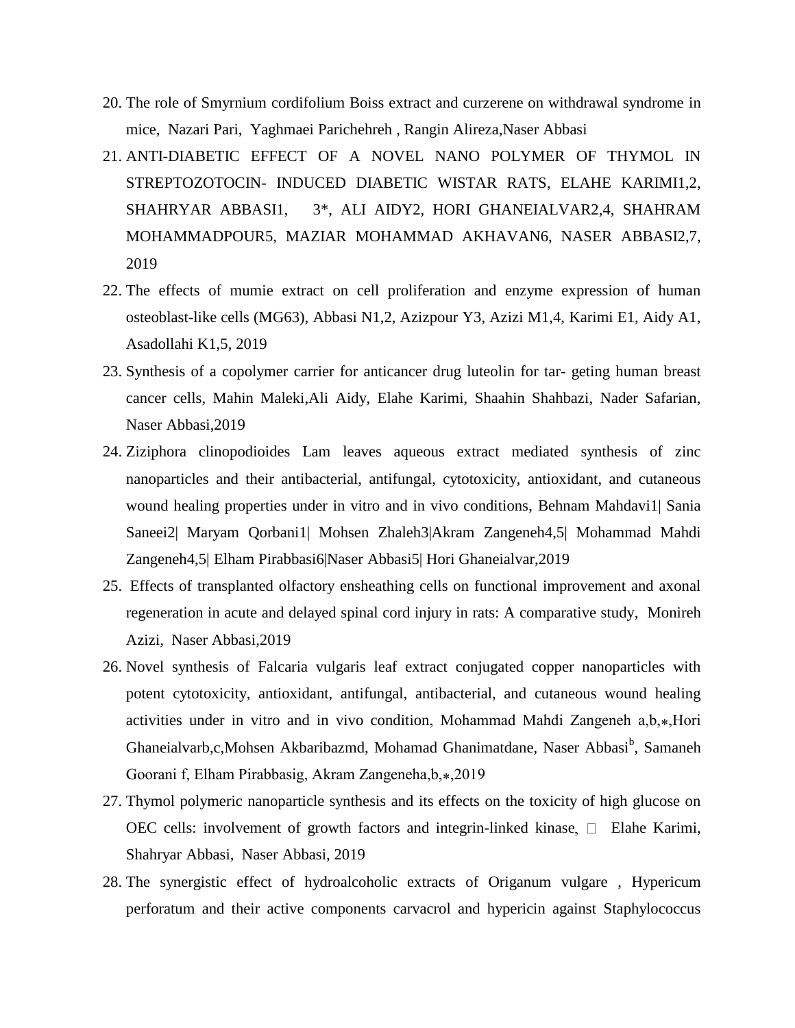20. The role of Smyrnium cordifolium Boiss extract and curzerene on withdrawal syndrome in mice, Nazari Pari, Yaghmaei Parichehreh , Rangin Alireza,Naser Abbasi
21. ANTI-DIABETIC EFFECT OF A NOVEL NANO POLYMER OF THYMOL IN STREPTOZOTOCIN- INDUCED DIABETIC WISTAR RATS, ELAHE KARIMI1,2, SHAHRYAR ABBASI1, 3*, ALI AIDY2, HORI GHANEIALVAR2,4, SHAHRAM MOHAMMADPOUR5, MAZIAR MOHAMMAD AKHAVAN6, NASER ABBASI2,7, 2019
22. The effects of mumie extract on cell proliferation and enzyme expression of human osteoblast-like cells (MG63), Abbasi N1,2, Azizpour Y3, Azizi M1,4, Karimi E1, Aidy A1, Asadollahi K1,5, 2019
23. Synthesis of a copolymer carrier for anticancer drug luteolin for tar- geting human breast cancer cells, Mahin Maleki,Ali Aidy, Elahe Karimi, Shaahin Shahbazi, Nader Safarian, Naser Abbasi,2019
24. Ziziphora clinopodioides Lam leaves aqueous extract mediated synthesis of zinc nanoparticles and their antibacterial, antifungal, cytotoxicity, antioxidant, and cutaneous wound healing properties under in vitro and in vivo conditions, Behnam Mahdavi1| Sania Saneei2| Maryam Qorbani1| Mohsen Zhaleh3|Akram Zangeneh4,5| Mohammad Mahdi Zangeneh4,5| Elham Pirabbasi6|Naser Abbasi5| Hori Ghaneialvar,2019
25. Effects of transplanted olfactory ensheathing cells on functional improvement and axonal regeneration in acute and delayed spinal cord injury in rats: A comparative study, Monireh Azizi, Naser Abbasi,2019
26. Novel synthesis of Falcaria vulgaris leaf extract conjugated copper nanoparticles with potent cytotoxicity, antioxidant, antifungal, antibacterial, and cutaneous wound healing activities under in vitro and in vivo condition, Mohammad Mahdi Zangeneh a,b,⁎,Hori Ghaneialvarb,c,Mohsen Akbaribazmd, Mohamad Ghanimatdane, Naser Abbasi[b], Samaneh Goorani f, Elham Pirabbasig, Akram Zangeneha,b,⁎,2019
27. Thymol polymeric nanoparticle synthesis and its effects on the toxicity of high glucose on OEC cells: involvement of growth factors and integrin-linked kinase, Elahe Karimi, Shahryar Abbasi, Naser Abbasi, 2019
28. The synergistic effect of hydroalcoholic extracts of Origanum vulgare , Hypericum perforatum and their active components carvacrol and hypericin against Staphylococcus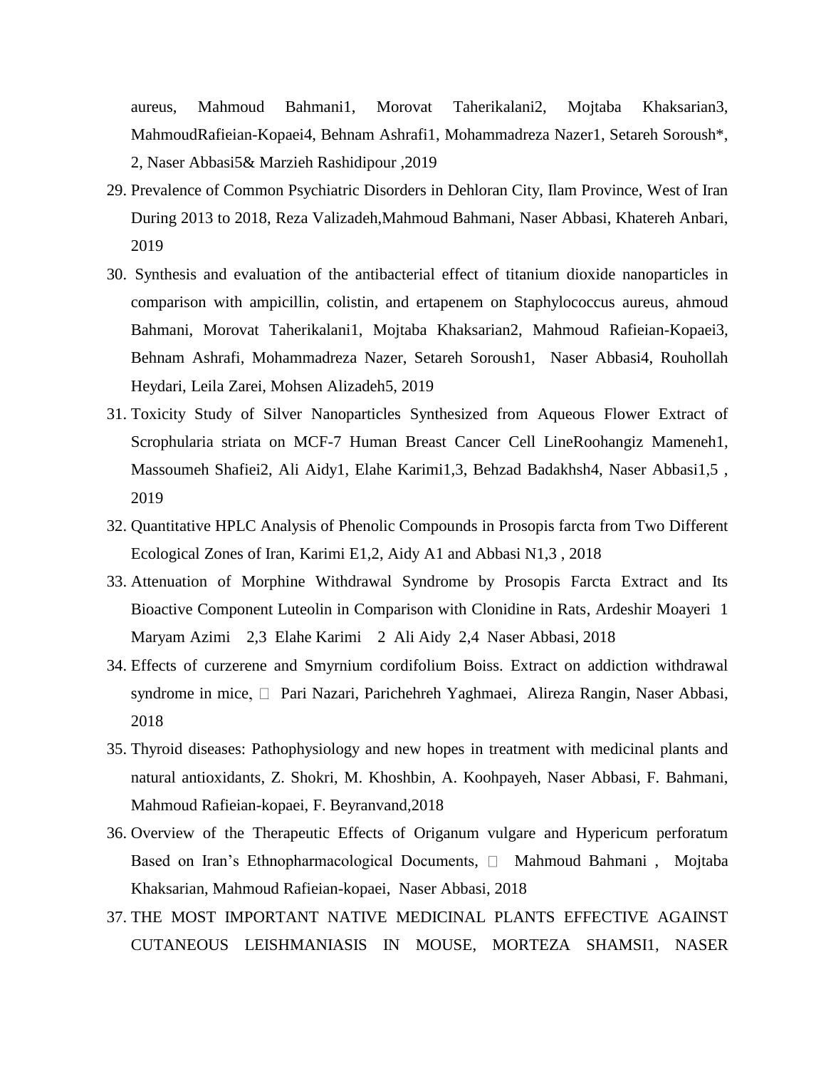aureus, Mahmoud Bahmani1, Morovat Taherikalani2, Mojtaba Khaksarian3, MahmoudRafieian-Kopaei4, Behnam Ashrafi1, Mohammadreza Nazer1, Setareh Soroush*, 2, Naser Abbasi5& Marzieh Rashidipour ,2019

29. Prevalence of Common Psychiatric Disorders in Dehloran City, Ilam Province, West of Iran During 2013 to 2018, Reza Valizadeh,Mahmoud Bahmani, Naser Abbasi, Khatereh Anbari, 2019
30. Synthesis and evaluation of the antibacterial effect of titanium dioxide nanoparticles in comparison with ampicillin, colistin, and ertapenem on Staphylococcus aureus, ahmoud Bahmani, Morovat Taherikalani1, Mojtaba Khaksarian2, Mahmoud Rafieian-Kopaei3, Behnam Ashrafi, Mohammadreza Nazer, Setareh Soroush1, Naser Abbasi4, Rouhollah Heydari, Leila Zarei, Mohsen Alizadeh5, 2019
31. Toxicity Study of Silver Nanoparticles Synthesized from Aqueous Flower Extract of Scrophularia striata on MCF-7 Human Breast Cancer Cell LineRoohangiz Mameneh1, Massoumeh Shafiei2, Ali Aidy1, Elahe Karimi1,3, Behzad Badakhsh4, Naser Abbasi1,5 , 2019
32. Quantitative HPLC Analysis of Phenolic Compounds in Prosopis farcta from Two Different Ecological Zones of Iran, Karimi E1,2, Aidy A1 and Abbasi N1,3 , 2018
33. Attenuation of Morphine Withdrawal Syndrome by Prosopis Farcta Extract and Its Bioactive Component Luteolin in Comparison with Clonidine in Rats, Ardeshir Moayeri 1 Maryam Azimi 2,3 Elahe Karimi 2 Ali Aidy 2,4 Naser Abbasi, 2018
34. Effects of curzerene and Smyrnium cordifolium Boiss. Extract on addiction withdrawal syndrome in mice,  Pari Nazari, Parichehreh Yaghmaei, Alireza Rangin, Naser Abbasi, 2018
35. Thyroid diseases: Pathophysiology and new hopes in treatment with medicinal plants and natural antioxidants, Z. Shokri, M. Khoshbin, A. Koohpayeh, Naser Abbasi, F. Bahmani, Mahmoud Rafieian-kopaei, F. Beyranvand,2018
36. Overview of the Therapeutic Effects of Origanum vulgare and Hypericum perforatum Based on Iran's Ethnopharmacological Documents,  Mahmoud Bahmani , Mojtaba Khaksarian, Mahmoud Rafieian-kopaei, Naser Abbasi, 2018
37. THE MOST IMPORTANT NATIVE MEDICINAL PLANTS EFFECTIVE AGAINST CUTANEOUS LEISHMANIASIS IN MOUSE, MORTEZA SHAMSI1, NASER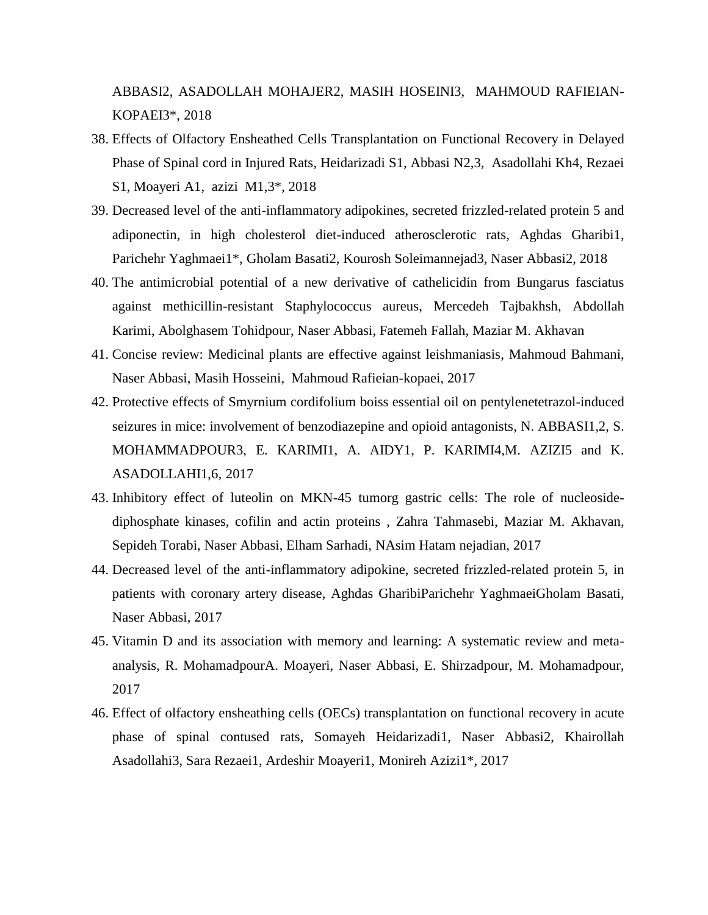ABBASI2, ASADOLLAH MOHAJER2, MASIH HOSEINI3, MAHMOUD RAFIEIAN-KOPAEI3*, 2018

38. Effects of Olfactory Ensheathed Cells Transplantation on Functional Recovery in Delayed Phase of Spinal cord in Injured Rats, Heidarizadi S1, Abbasi N2,3, Asadollahi Kh4, Rezaei S1, Moayeri A1, azizi M1,3*, 2018
39. Decreased level of the anti-inflammatory adipokines, secreted frizzled-related protein 5 and adiponectin, in high cholesterol diet-induced atherosclerotic rats, Aghdas Gharibi1, Parichehr Yaghmaei1*, Gholam Basati2, Kourosh Soleimannejad3, Naser Abbasi2, 2018
40. The antimicrobial potential of a new derivative of cathelicidin from Bungarus fasciatus against methicillin-resistant Staphylococcus aureus, Mercedeh Tajbakhsh, Abdollah Karimi, Abolghasem Tohidpour, Naser Abbasi, Fatemeh Fallah, Maziar M. Akhavan
41. Concise review: Medicinal plants are effective against leishmaniasis, Mahmoud Bahmani, Naser Abbasi, Masih Hosseini, Mahmoud Rafieian-kopaei, 2017
42. Protective effects of Smyrnium cordifolium boiss essential oil on pentylenetetrazol-induced seizures in mice: involvement of benzodiazepine and opioid antagonists, N. ABBASI1,2, S. MOHAMMADPOUR3, E. KARIMI1, A. AIDY1, P. KARIMI4,M. AZIZI5 and K. ASADOLLAHI1,6, 2017
43. Inhibitory effect of luteolin on MKN-45 tumorg gastric cells: The role of nucleoside-diphosphate kinases, cofilin and actin proteins , Zahra Tahmasebi, Maziar M. Akhavan, Sepideh Torabi, Naser Abbasi, Elham Sarhadi, NAsim Hatam nejadian, 2017
44. Decreased level of the anti-inflammatory adipokine, secreted frizzled-related protein 5, in patients with coronary artery disease, Aghdas GharibiParichehr YaghmaeiGholam Basati, Naser Abbasi, 2017
45. Vitamin D and its association with memory and learning: A systematic review and meta-analysis, R. MohamadpourA. Moayeri, Naser Abbasi, E. Shirzadpour, M. Mohamadpour, 2017
46. Effect of olfactory ensheathing cells (OECs) transplantation on functional recovery in acute phase of spinal contused rats, Somayeh Heidarizadi1, Naser Abbasi2, Khairollah Asadollahi3, Sara Rezaei1, Ardeshir Moayeri1, Monireh Azizi1*, 2017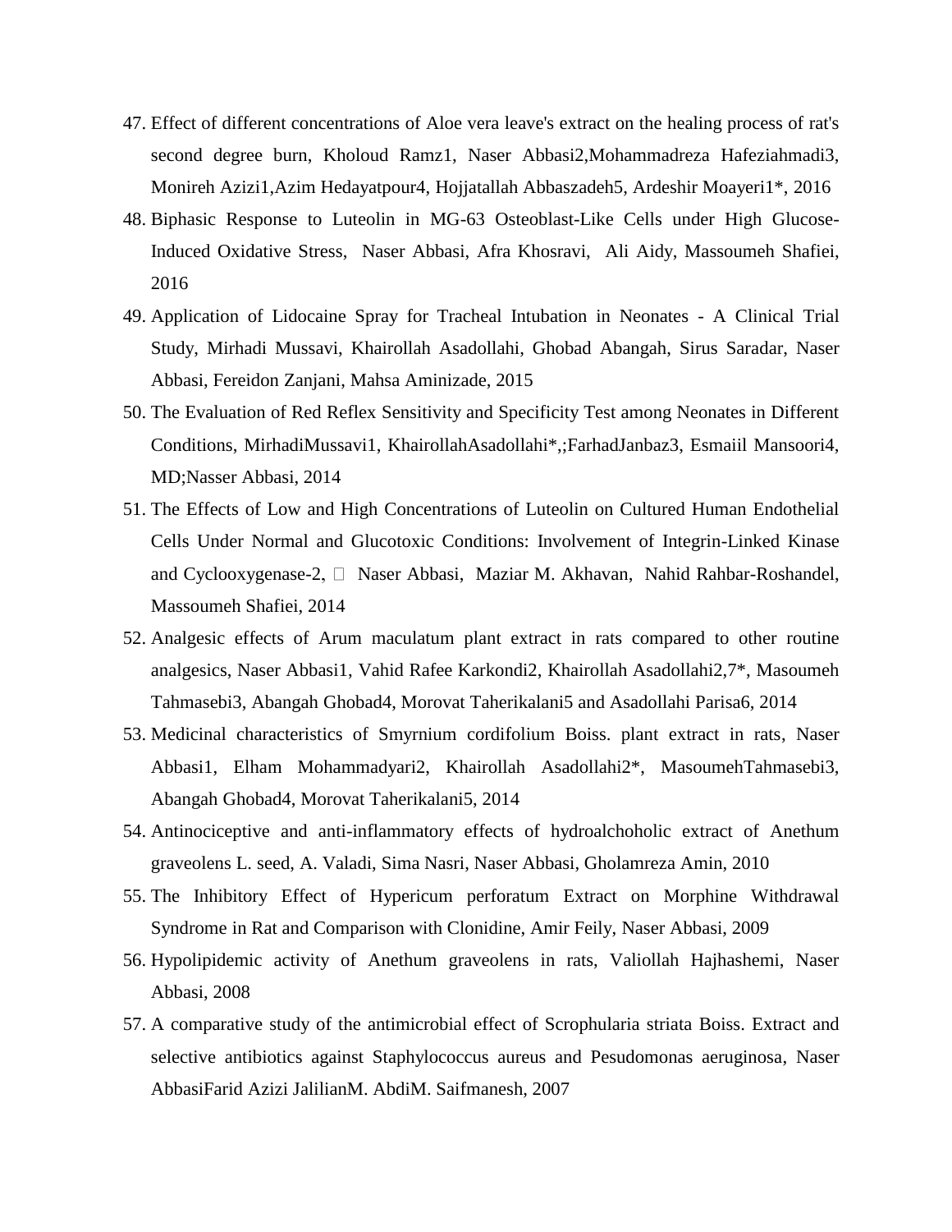47. Effect of different concentrations of Aloe vera leave's extract on the healing process of rat's second degree burn, Kholoud Ramz1, Naser Abbasi2,Mohammadreza Hafeziahmadi3, Monireh Azizi1,Azim Hedayatpour4, Hojjatallah Abbaszadeh5, Ardeshir Moayeri1*, 2016
48. Biphasic Response to Luteolin in MG-63 Osteoblast-Like Cells under High Glucose-Induced Oxidative Stress, Naser Abbasi, Afra Khosravi, Ali Aidy, Massoumeh Shafiei, 2016
49. Application of Lidocaine Spray for Tracheal Intubation in Neonates - A Clinical Trial Study, Mirhadi Mussavi, Khairollah Asadollahi, Ghobad Abangah, Sirus Saradar, Naser Abbasi, Fereidon Zanjani, Mahsa Aminizade, 2015
50. The Evaluation of Red Reflex Sensitivity and Specificity Test among Neonates in Different Conditions, MirhadiMussavi1, KhairollahAsadollahi*,;FarhadJanbaz3, Esmaiil Mansoori4, MD;Nasser Abbasi, 2014
51. The Effects of Low and High Concentrations of Luteolin on Cultured Human Endothelial Cells Under Normal and Glucotoxic Conditions: Involvement of Integrin-Linked Kinase and Cyclooxygenase-2,  Naser Abbasi, Maziar M. Akhavan, Nahid Rahbar-Roshandel, Massoumeh Shafiei, 2014
52. Analgesic effects of Arum maculatum plant extract in rats compared to other routine analgesics, Naser Abbasi1, Vahid Rafee Karkondi2, Khairollah Asadollahi2,7*, Masoumeh Tahmasebi3, Abangah Ghobad4, Morovat Taherikalani5 and Asadollahi Parisa6, 2014
53. Medicinal characteristics of Smyrnium cordifolium Boiss. plant extract in rats, Naser Abbasi1, Elham Mohammadyari2, Khairollah Asadollahi2*, MasoumehTahmasebi3, Abangah Ghobad4, Morovat Taherikalani5, 2014
54. Antinociceptive and anti-inflammatory effects of hydroalchoholic extract of Anethum graveolens L. seed, A. Valadi, Sima Nasri, Naser Abbasi, Gholamreza Amin, 2010
55. The Inhibitory Effect of Hypericum perforatum Extract on Morphine Withdrawal Syndrome in Rat and Comparison with Clonidine, Amir Feily, Naser Abbasi, 2009
56. Hypolipidemic activity of Anethum graveolens in rats, Valiollah Hajhashemi, Naser Abbasi, 2008
57. A comparative study of the antimicrobial effect of Scrophularia striata Boiss. Extract and selective antibiotics against Staphylococcus aureus and Pesudomonas aeruginosa, Naser AbbasiFarid Azizi JalilianM. AbdiM. Saifmanesh, 2007